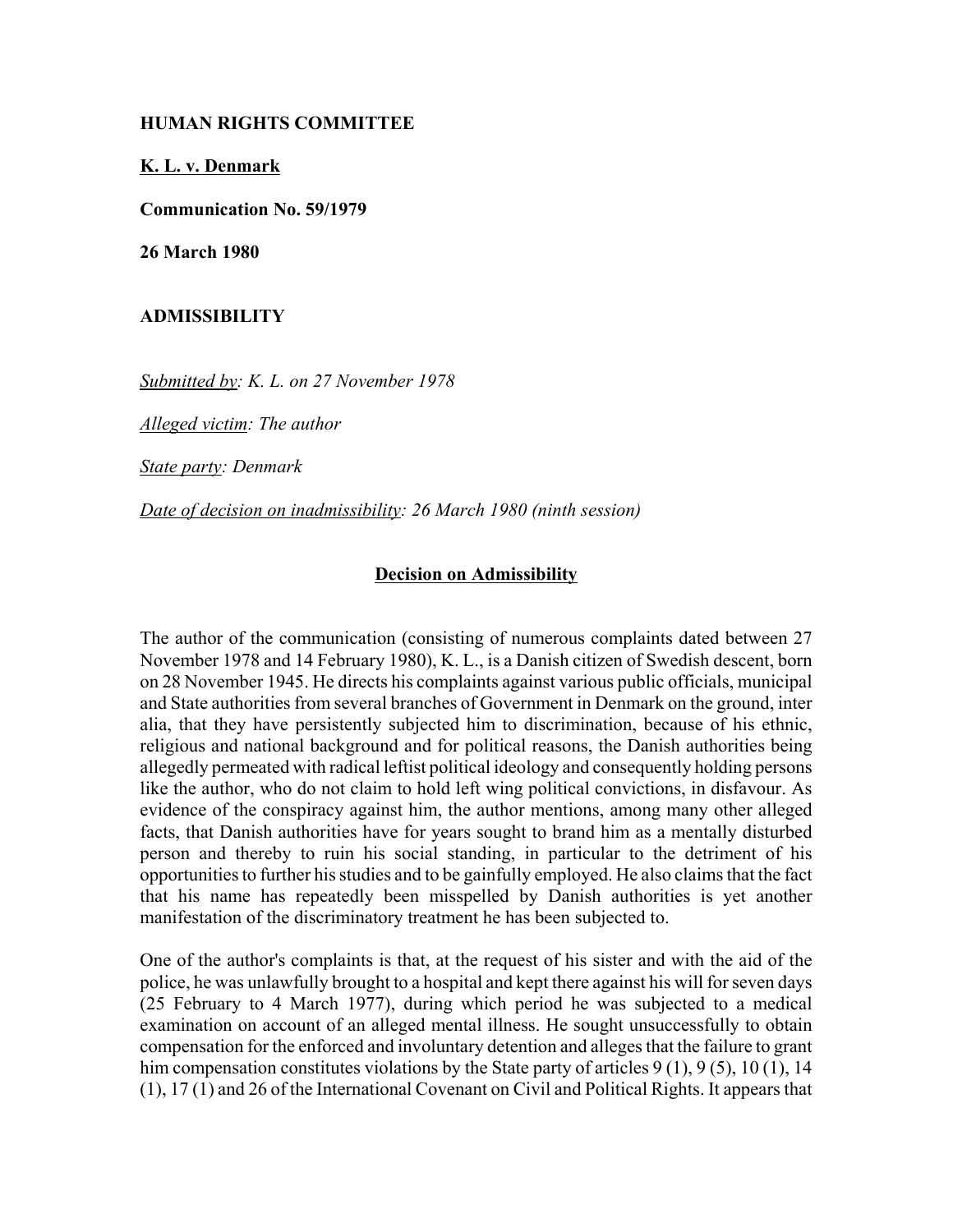**HUMAN RIGHTS COMMITTEE**

**K. L. v. Denmark**

**Communication No. 59/1979**

**26 March 1980**

**ADMISSIBILITY**

*Submitted by: K. L. on 27 November 1978*

*Alleged victim: The author*

*State party: Denmark*

*Date of decision on inadmissibility: 26 March 1980 (ninth session)*

**Decision on Admissibility**

The author of the communication (consisting of numerous complaints dated between 27 November 1978 and 14 February 1980), K. L., is a Danish citizen of Swedish descent, born on 28 November 1945. He directs his complaints against various public officials, municipal and State authorities from several branches of Government in Denmark on the ground, inter alia, that they have persistently subjected him to discrimination, because of his ethnic, religious and national background and for political reasons, the Danish authorities being allegedly permeated with radical leftist political ideology and consequently holding persons like the author, who do not claim to hold left wing political convictions, in disfavour. As evidence of the conspiracy against him, the author mentions, among many other alleged facts, that Danish authorities have for years sought to brand him as a mentally disturbed person and thereby to ruin his social standing, in particular to the detriment of his opportunities to further his studies and to be gainfully employed. He also claims that the fact that his name has repeatedly been misspelled by Danish authorities is yet another manifestation of the discriminatory treatment he has been subjected to.

One of the author's complaints is that, at the request of his sister and with the aid of the police, he was unlawfully brought to a hospital and kept there against his will for seven days (25 February to 4 March 1977), during which period he was subjected to a medical examination on account of an alleged mental illness. He sought unsuccessfully to obtain compensation for the enforced and involuntary detention and alleges that the failure to grant him compensation constitutes violations by the State party of articles 9 (1), 9 (5), 10 (1), 14 (1), 17 (1) and 26 of the International Covenant on Civil and Political Rights. It appears that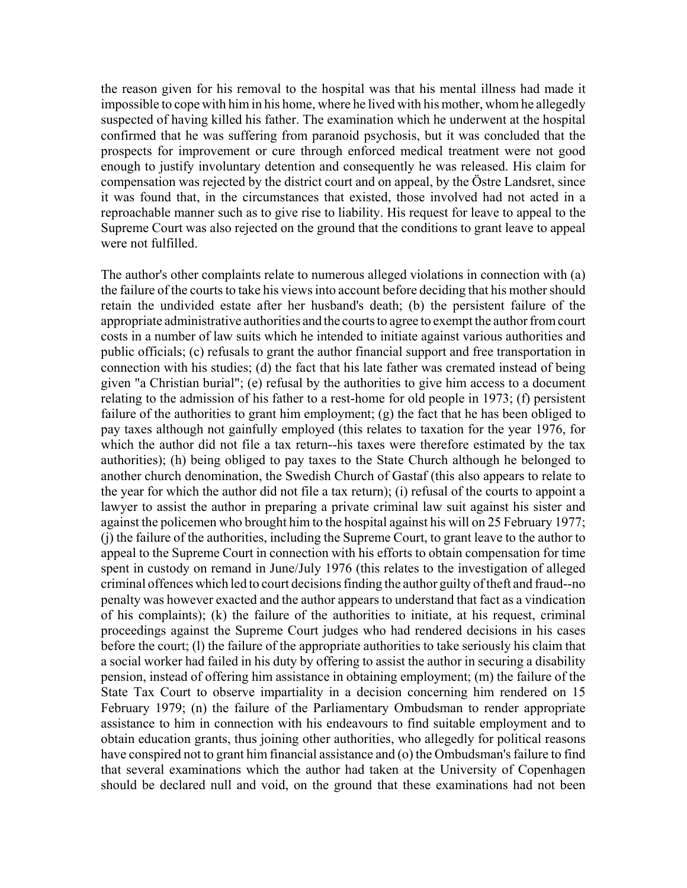the reason given for his removal to the hospital was that his mental illness had made it impossible to cope with him in his home, where he lived with his mother, whom he allegedly suspected of having killed his father. The examination which he underwent at the hospital confirmed that he was suffering from paranoid psychosis, but it was concluded that the prospects for improvement or cure through enforced medical treatment were not good enough to justify involuntary detention and consequently he was released. His claim for compensation was rejected by the district court and on appeal, by the Östre Landsret, since it was found that, in the circumstances that existed, those involved had not acted in a reproachable manner such as to give rise to liability. His request for leave to appeal to the Supreme Court was also rejected on the ground that the conditions to grant leave to appeal were not fulfilled.

The author's other complaints relate to numerous alleged violations in connection with (a) the failure of the courts to take his views into account before deciding that his mother should retain the undivided estate after her husband's death; (b) the persistent failure of the appropriate administrative authorities and the courts to agree to exempt the author from court costs in a number of law suits which he intended to initiate against various authorities and public officials; (c) refusals to grant the author financial support and free transportation in connection with his studies; (d) the fact that his late father was cremated instead of being given "a Christian burial"; (e) refusal by the authorities to give him access to a document relating to the admission of his father to a rest-home for old people in 1973; (f) persistent failure of the authorities to grant him employment; (g) the fact that he has been obliged to pay taxes although not gainfully employed (this relates to taxation for the year 1976, for which the author did not file a tax return--his taxes were therefore estimated by the tax authorities); (h) being obliged to pay taxes to the State Church although he belonged to another church denomination, the Swedish Church of Gastaf (this also appears to relate to the year for which the author did not file a tax return); (i) refusal of the courts to appoint a lawyer to assist the author in preparing a private criminal law suit against his sister and against the policemen who brought him to the hospital against his will on 25 February 1977; (j) the failure of the authorities, including the Supreme Court, to grant leave to the author to appeal to the Supreme Court in connection with his efforts to obtain compensation for time spent in custody on remand in June/July 1976 (this relates to the investigation of alleged criminal offences which led to court decisions finding the author guilty of theft and fraud--no penalty was however exacted and the author appears to understand that fact as a vindication of his complaints); (k) the failure of the authorities to initiate, at his request, criminal proceedings against the Supreme Court judges who had rendered decisions in his cases before the court; (l) the failure of the appropriate authorities to take seriously his claim that a social worker had failed in his duty by offering to assist the author in securing a disability pension, instead of offering him assistance in obtaining employment; (m) the failure of the State Tax Court to observe impartiality in a decision concerning him rendered on 15 February 1979; (n) the failure of the Parliamentary Ombudsman to render appropriate assistance to him in connection with his endeavours to find suitable employment and to obtain education grants, thus joining other authorities, who allegedly for political reasons have conspired not to grant him financial assistance and (o) the Ombudsman's failure to find that several examinations which the author had taken at the University of Copenhagen should be declared null and void, on the ground that these examinations had not been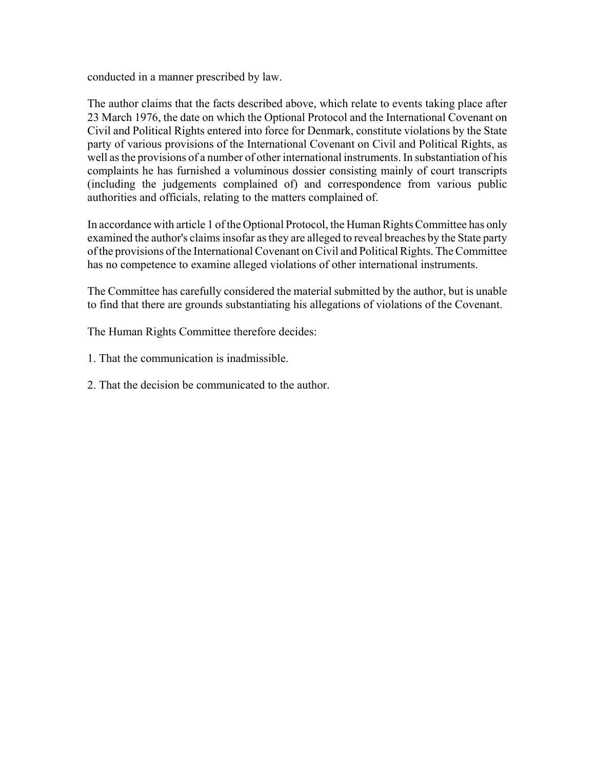conducted in a manner prescribed by law.

The author claims that the facts described above, which relate to events taking place after 23 March 1976, the date on which the Optional Protocol and the International Covenant on Civil and Political Rights entered into force for Denmark, constitute violations by the State party of various provisions of the International Covenant on Civil and Political Rights, as well as the provisions of a number of other international instruments. In substantiation of his complaints he has furnished a voluminous dossier consisting mainly of court transcripts (including the judgements complained of) and correspondence from various public authorities and officials, relating to the matters complained of.

In accordance with article 1 of the Optional Protocol, the Human Rights Committee has only examined the author's claims insofar as they are alleged to reveal breaches by the State party of the provisions of the International Covenant on Civil and Political Rights. The Committee has no competence to examine alleged violations of other international instruments.

The Committee has carefully considered the material submitted by the author, but is unable to find that there are grounds substantiating his allegations of violations of the Covenant.

The Human Rights Committee therefore decides:

1. That the communication is inadmissible.

2. That the decision be communicated to the author.